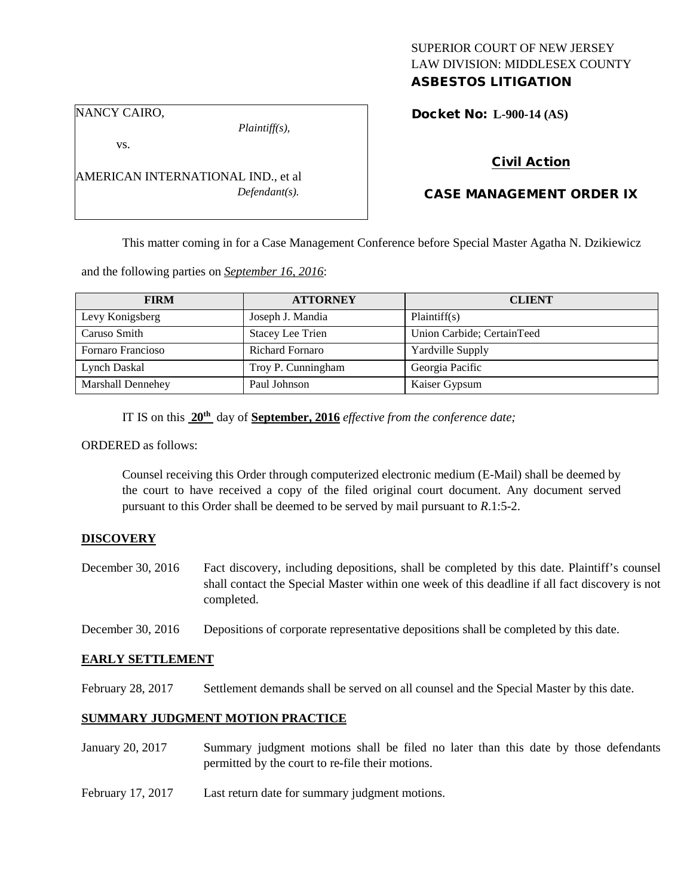SUPERIOR COURT OF NEW JERSEY
LAW DIVISION: MIDDLESEX COUNTY
**ASBESTOS LITIGATION**

NANCY CAIRO,
*Plaintiff(s),*
vs.
AMERICAN INTERNATIONAL IND., et al
*Defendant(s).*

**Docket No: L-900-14 (AS)**

**Civil Action**

**CASE MANAGEMENT ORDER IX**

This matter coming in for a Case Management Conference before Special Master Agatha N. Dzikiewicz and the following parties on *September 16, 2016*:

| FIRM | ATTORNEY | CLIENT |
|---|---|---|
| Levy Konigsberg | Joseph J. Mandia | Plaintiff(s) |
| Caruso Smith | Stacey Lee Trien | Union Carbide; CertainTeed |
| Fornaro Francioso | Richard Fornaro | Yardville Supply |
| Lynch Daskal | Troy P. Cunningham | Georgia Pacific |
| Marshall Dennehey | Paul Johnson | Kaiser Gypsum |

IT IS on this **20th** day of **September, 2016** *effective from the conference date;*

ORDERED as follows:

Counsel receiving this Order through computerized electronic medium (E-Mail) shall be deemed by the court to have received a copy of the filed original court document. Any document served pursuant to this Order shall be deemed to be served by mail pursuant to *R*.1:5-2.

**DISCOVERY**

December 30, 2016 — Fact discovery, including depositions, shall be completed by this date. Plaintiff's counsel shall contact the Special Master within one week of this deadline if all fact discovery is not completed.

December 30, 2016 — Depositions of corporate representative depositions shall be completed by this date.

**EARLY SETTLEMENT**

February 28, 2017 — Settlement demands shall be served on all counsel and the Special Master by this date.

**SUMMARY JUDGMENT MOTION PRACTICE**

January 20, 2017 — Summary judgment motions shall be filed no later than this date by those defendants permitted by the court to re-file their motions.

February 17, 2017 — Last return date for summary judgment motions.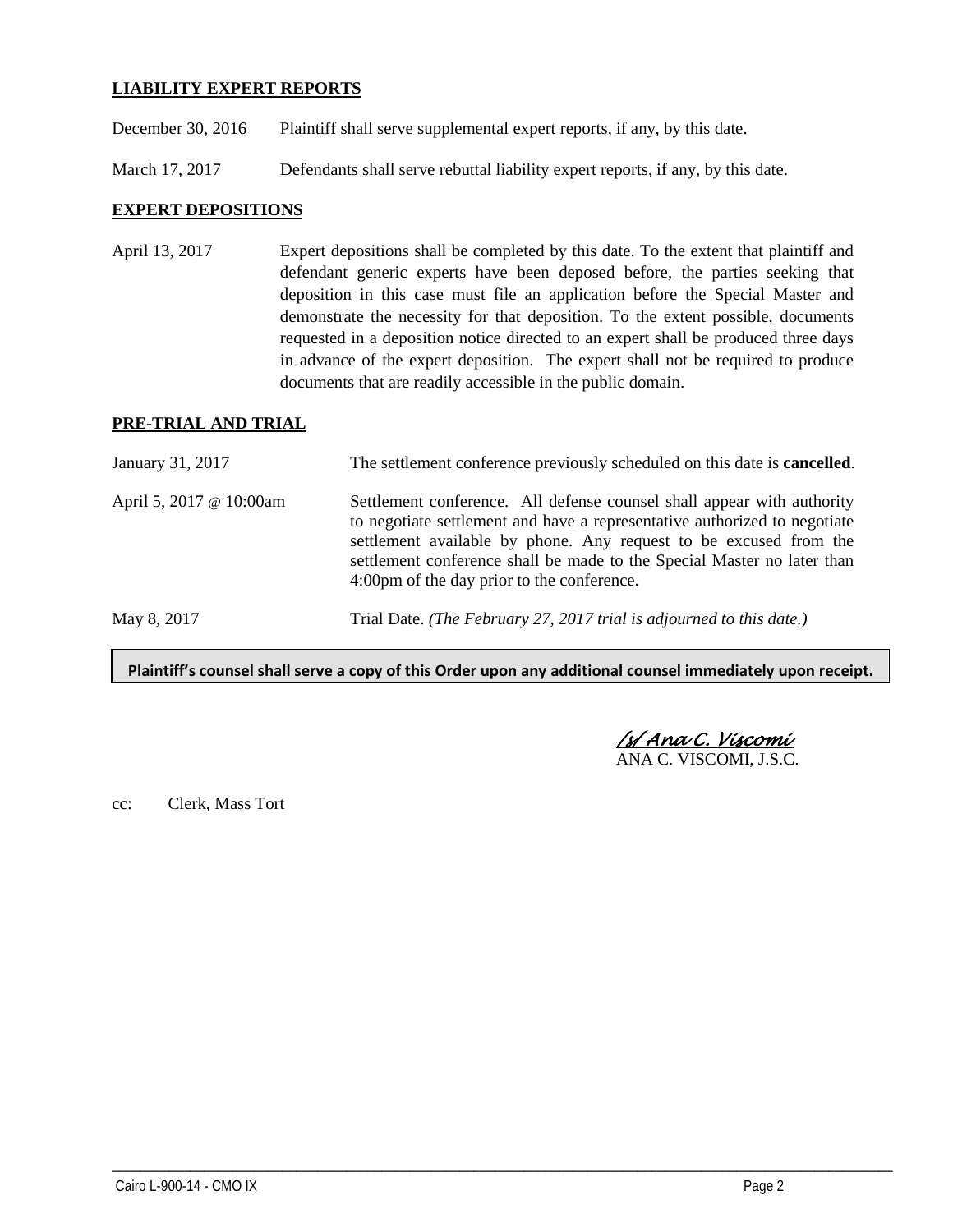**LIABILITY EXPERT REPORTS**

| | |
|---|---|
| December 30, 2016 | Plaintiff shall serve supplemental expert reports, if any, by this date. |
| March 17, 2017 | Defendants shall serve rebuttal liability expert reports, if any, by this date. |

**EXPERT DEPOSITIONS**

| | |
|---|---|
| April 13, 2017 | Expert depositions shall be completed by this date. To the extent that plaintiff and defendant generic experts have been deposed before, the parties seeking that deposition in this case must file an application before the Special Master and demonstrate the necessity for that deposition. To the extent possible, documents requested in a deposition notice directed to an expert shall be produced three days in advance of the expert deposition. The expert shall not be required to produce documents that are readily accessible in the public domain. |

**PRE-TRIAL AND TRIAL**

| | |
|---|---|
| January 31, 2017 | The settlement conference previously scheduled on this date is **cancelled**. |
| April 5, 2017 @ 10:00am | Settlement conference. All defense counsel shall appear with authority to negotiate settlement and have a representative authorized to negotiate settlement available by phone. Any request to be excused from the settlement conference shall be made to the Special Master no later than 4:00pm of the day prior to the conference. |
| May 8, 2017 | Trial Date. *(The February 27, 2017 trial is adjourned to this date.)* |

**Plaintiff's counsel shall serve a copy of this Order upon any additional counsel immediately upon receipt.**

*/s/ Ana C. Viscomi*
ANA C. VISCOMI, J.S.C.

cc: Clerk, Mass Tort

Cairo L-900-14 - CMO IX